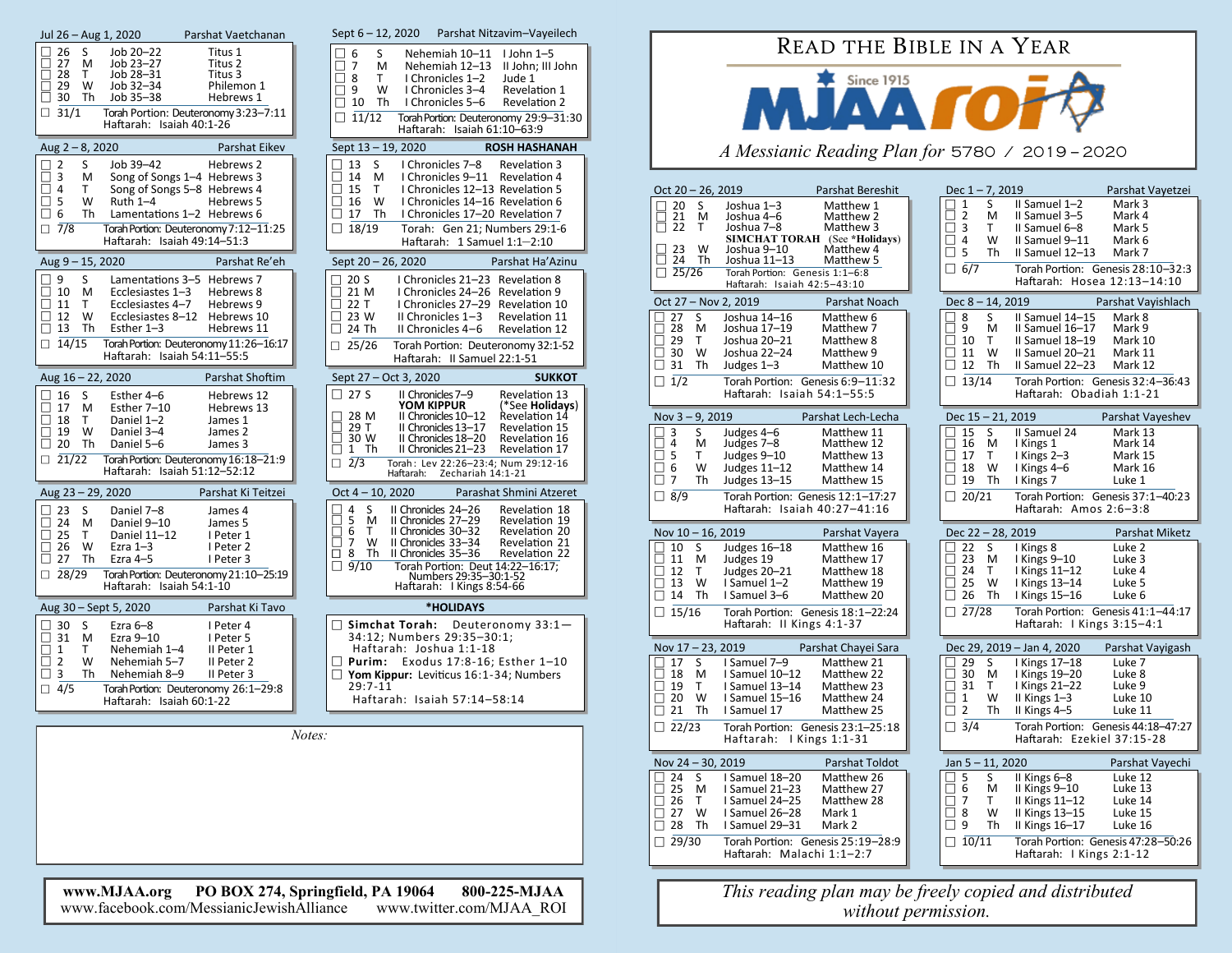# READ THE BIBLE IN A YEAR

Since 1915

MJAA roi

*A Messianic Reading Plan for 5780 / 2019 – 2020*

## Oct 20 – 26, 2019 — Parshat Bereshit

| ☐ | Day | | Reading | NT |
|---|---|---|---|---|
| ☐ | 20 | S | Joshua 1–3 | Matthew 1 |
| ☐ | 21 | M | Joshua 4–6 | Matthew 2 |
| ☐ | 22 | T | Joshua 7–8 | Matthew 3 |
| | | | **SIMCHAT TORAH** (See *Holidays) | |
| ☐ | 23 | W | Joshua 9–10 | Matthew 4 |
| ☐ | 24 | Th | Joshua 11–13 | Matthew 5 |

☐ 25/26 Torah Portion: Genesis 1:1–6:8
Haftarah: Isaiah 42:5–43:10

## Oct 27 – Nov 2, 2019 — Parshat Noach

| ☐ | Day | | Reading | NT |
|---|---|---|---|---|
| ☐ | 27 | S | Joshua 14–16 | Matthew 6 |
| ☐ | 28 | M | Joshua 17–19 | Matthew 7 |
| ☐ | 29 | T | Joshua 20–21 | Matthew 8 |
| ☐ | 30 | W | Joshua 22–24 | Matthew 9 |
| ☐ | 31 | Th | Judges 1–3 | Matthew 10 |

☐ 1/2 Torah Portion: Genesis 6:9–11:32
Haftarah: Isaiah 54:1–55:5

## Nov 3 – 9, 2019 — Parshat Lech-Lecha

| ☐ | Day | | Reading | NT |
|---|---|---|---|---|
| ☐ | 3 | S | Judges 4–6 | Matthew 11 |
| ☐ | 4 | M | Judges 7–8 | Matthew 12 |
| ☐ | 5 | T | Judges 9–10 | Matthew 13 |
| ☐ | 6 | W | Judges 11–12 | Matthew 14 |
| ☐ | 7 | Th | Judges 13–15 | Matthew 15 |

☐ 8/9 Torah Portion: Genesis 12:1–17:27
Haftarah: Isaiah 40:27–41:16

## Nov 10 – 16, 2019 — Parshat Vayera

| ☐ | Day | | Reading | NT |
|---|---|---|---|---|
| ☐ | 10 | S | Judges 16–18 | Matthew 16 |
| ☐ | 11 | M | Judges 19 | Matthew 17 |
| ☐ | 12 | T | Judges 20–21 | Matthew 18 |
| ☐ | 13 | W | I Samuel 1–2 | Matthew 19 |
| ☐ | 14 | Th | I Samuel 3–6 | Matthew 20 |

☐ 15/16 Torah Portion: Genesis 18:1–22:24
Haftarah: II Kings 4:1-37

## Nov 17 – 23, 2019 — Parshat Chayei Sara

| ☐ | Day | | Reading | NT |
|---|---|---|---|---|
| ☐ | 17 | S | I Samuel 7–9 | Matthew 21 |
| ☐ | 18 | M | I Samuel 10–12 | Matthew 22 |
| ☐ | 19 | T | I Samuel 13–14 | Matthew 23 |
| ☐ | 20 | W | I Samuel 15–16 | Matthew 24 |
| ☐ | 21 | Th | I Samuel 17 | Matthew 25 |

☐ 22/23 Torah Portion: Genesis 23:1–25:18
Haftarah: I Kings 1:1-31

## Nov 24 – 30, 2019 — Parshat Toldot

| ☐ | Day | | Reading | NT |
|---|---|---|---|---|
| ☐ | 24 | S | I Samuel 18–20 | Matthew 26 |
| ☐ | 25 | M | I Samuel 21–23 | Matthew 27 |
| ☐ | 26 | T | I Samuel 24–25 | Matthew 28 |
| ☐ | 27 | W | I Samuel 26–28 | Mark 1 |
| ☐ | 28 | Th | I Samuel 29–31 | Mark 2 |

☐ 29/30 Torah Portion: Genesis 25:19–28:9
Haftarah: Malachi 1:1–2:7

## Dec 1 – 7, 2019 — Parshat Vayetzei

| ☐ | Day | | Reading | NT |
|---|---|---|---|---|
| ☐ | 1 | S | II Samuel 1–2 | Mark 3 |
| ☐ | 2 | M | II Samuel 3–5 | Mark 4 |
| ☐ | 3 | T | II Samuel 6–8 | Mark 5 |
| ☐ | 4 | W | II Samuel 9–11 | Mark 6 |
| ☐ | 5 | Th | II Samuel 12–13 | Mark 7 |

☐ 6/7 Torah Portion: Genesis 28:10–32:3
Haftarah: Hosea 12:13–14:10

## Dec 8 – 14, 2019 — Parshat Vayishlach

| ☐ | Day | | Reading | NT |
|---|---|---|---|---|
| ☐ | 8 | S | II Samuel 14–15 | Mark 8 |
| ☐ | 9 | M | II Samuel 16–17 | Mark 9 |
| ☐ | 10 | T | II Samuel 18–19 | Mark 10 |
| ☐ | 11 | W | II Samuel 20–21 | Mark 11 |
| ☐ | 12 | Th | II Samuel 22–23 | Mark 12 |

☐ 13/14 Torah Portion: Genesis 32:4–36:43
Haftarah: Obadiah 1:1-21

## Dec 15 – 21, 2019 — Parshat Vayeshev

| ☐ | Day | | Reading | NT |
|---|---|---|---|---|
| ☐ | 15 | S | II Samuel 24 | Mark 13 |
| ☐ | 16 | M | I Kings 1 | Mark 14 |
| ☐ | 17 | T | I Kings 2–3 | Mark 15 |
| ☐ | 18 | W | I Kings 4–6 | Mark 16 |
| ☐ | 19 | Th | I Kings 7 | Luke 1 |

☐ 20/21 Torah Portion: Genesis 37:1–40:23
Haftarah: Amos 2:6–3:8

## Dec 22 – 28, 2019 — Parshat Miketz

| ☐ | Day | | Reading | NT |
|---|---|---|---|---|
| ☐ | 22 | S | I Kings 8 | Luke 2 |
| ☐ | 23 | M | I Kings 9–10 | Luke 3 |
| ☐ | 24 | T | I Kings 11–12 | Luke 4 |
| ☐ | 25 | W | I Kings 13–14 | Luke 5 |
| ☐ | 26 | Th | I Kings 15–16 | Luke 6 |

☐ 27/28 Torah Portion: Genesis 41:1–44:17
Haftarah: I Kings 3:15–4:1

## Dec 29, 2019 – Jan 4, 2020 — Parshat Vayigash

| ☐ | Day | | Reading | NT |
|---|---|---|---|---|
| ☐ | 29 | S | I Kings 17–18 | Luke 7 |
| ☐ | 30 | M | I Kings 19–20 | Luke 8 |
| ☐ | 31 | T | I Kings 21–22 | Luke 9 |
| ☐ | 1 | W | II Kings 1–3 | Luke 10 |
| ☐ | 2 | Th | II Kings 4–5 | Luke 11 |

☐ 3/4 Torah Portion: Genesis 44:18–47:27
Haftarah: Ezekiel 37:15-28

## Jan 5 – 11, 2020 — Parshat Vayechi

| ☐ | Day | | Reading | NT |
|---|---|---|---|---|
| ☐ | 5 | S | II Kings 6–8 | Luke 12 |
| ☐ | 6 | M | II Kings 9–10 | Luke 13 |
| ☐ | 7 | T | II Kings 11–12 | Luke 14 |
| ☐ | 8 | W | II Kings 13–15 | Luke 15 |
| ☐ | 9 | Th | II Kings 16–17 | Luke 16 |

☐ 10/11 Torah Portion: Genesis 47:28–50:26
Haftarah: I Kings 2:1-12

## Jul 26 – Aug 1, 2020 — Parshat Vaetchanan

| ☐ | Day | | Reading | NT |
|---|---|---|---|---|
| ☐ | 26 | S | Job 20–22 | Titus 1 |
| ☐ | 27 | M | Job 23–27 | Titus 2 |
| ☐ | 28 | T | Job 28–31 | Titus 3 |
| ☐ | 29 | W | Job 32–34 | Philemon 1 |
| ☐ | 30 | Th | Job 35–38 | Hebrews 1 |

☐ 31/1 Torah Portion: Deuteronomy 3:23–7:11
Haftarah: Isaiah 40:1-26

## Aug 2 – 8, 2020 — Parshat Eikev

| ☐ | Day | | Reading | NT |
|---|---|---|---|---|
| ☐ | 2 | S | Job 39–42 | Hebrews 2 |
| ☐ | 3 | M | Song of Songs 1–4 | Hebrews 3 |
| ☐ | 4 | T | Song of Songs 5–8 | Hebrews 4 |
| ☐ | 5 | W | Ruth 1–4 | Hebrews 5 |
| ☐ | 6 | Th | Lamentations 1–2 | Hebrews 6 |

☐ 7/8 Torah Portion: Deuteronomy 7:12–11:25
Haftarah: Isaiah 49:14–51:3

## Aug 9 – 15, 2020 — Parshat Re'eh

| ☐ | Day | | Reading | NT |
|---|---|---|---|---|
| ☐ | 9 | S | Lamentations 3–5 | Hebrews 7 |
| ☐ | 10 | M | Ecclesiastes 1–3 | Hebrews 8 |
| ☐ | 11 | T | Ecclesiastes 4–7 | Hebrews 9 |
| ☐ | 12 | W | Ecclesiastes 8–12 | Hebrews 10 |
| ☐ | 13 | Th | Esther 1–3 | Hebrews 11 |

☐ 14/15 Torah Portion: Deuteronomy 11:26–16:17
Haftarah: Isaiah 54:11–55:5

## Aug 16 – 22, 2020 — Parshat Shoftim

| ☐ | Day | | Reading | NT |
|---|---|---|---|---|
| ☐ | 16 | S | Esther 4–6 | Hebrews 12 |
| ☐ | 17 | M | Esther 7–10 | Hebrews 13 |
| ☐ | 18 | T | Daniel 1–2 | James 1 |
| ☐ | 19 | W | Daniel 3–4 | James 2 |
| ☐ | 20 | Th | Daniel 5–6 | James 3 |

☐ 21/22 Torah Portion: Deuteronomy 16:18–21:9
Haftarah: Isaiah 51:12–52:12

## Aug 23 – 29, 2020 — Parshat Ki Teitzei

| ☐ | Day | | Reading | NT |
|---|---|---|---|---|
| ☐ | 23 | S | Daniel 7–8 | James 4 |
| ☐ | 24 | M | Daniel 9–10 | James 5 |
| ☐ | 25 | T | Daniel 11–12 | I Peter 1 |
| ☐ | 26 | W | Ezra 1–3 | I Peter 2 |
| ☐ | 27 | Th | Ezra 4–5 | I Peter 3 |

☐ 28/29 Torah Portion: Deuteronomy 21:10–25:19
Haftarah: Isaiah 54:1-10

## Aug 30 – Sept 5, 2020 — Parshat Ki Tavo

| ☐ | Day | | Reading | NT |
|---|---|---|---|---|
| ☐ | 30 | S | Ezra 6–8 | I Peter 4 |
| ☐ | 31 | M | Ezra 9–10 | I Peter 5 |
| ☐ | 1 | T | Nehemiah 1–4 | II Peter 1 |
| ☐ | 2 | W | Nehemiah 5–7 | II Peter 2 |
| ☐ | 3 | Th | Nehemiah 8–9 | II Peter 3 |

☐ 4/5 Torah Portion: Deuteronomy 26:1–29:8
Haftarah: Isaiah 60:1-22

## Sept 6 – 12, 2020 — Parshat Nitzavim–Vayeilech

| ☐ | Day | | Reading | NT |
|---|---|---|---|---|
| ☐ | 6 | S | Nehemiah 10–11 | I John 1–5 |
| ☐ | 7 | M | Nehemiah 12–13 | II John; III John |
| ☐ | 8 | T | I Chronicles 1–2 | Jude 1 |
| ☐ | 9 | W | I Chronicles 3–4 | Revelation 1 |
| ☐ | 10 | Th | I Chronicles 5–6 | Revelation 2 |

☐ 11/12 Torah Portion: Deuteronomy 29:9–31:30
Haftarah: Isaiah 61:10–63:9

## Sept 13 – 19, 2020 — ROSH HASHANAH

| ☐ | Day | | Reading | NT |
|---|---|---|---|---|
| ☐ | 13 | S | I Chronicles 7–8 | Revelation 3 |
| ☐ | 14 | M | I Chronicles 9–11 | Revelation 4 |
| ☐ | 15 | T | I Chronicles 12–13 | Revelation 5 |
| ☐ | 16 | W | I Chronicles 14–16 | Revelation 6 |
| ☐ | 17 | Th | I Chronicles 17–20 | Revelation 7 |

☐ 18/19 Torah: Gen 21; Numbers 29:1-6
Haftarah: 1 Samuel 1:1–2:10

## Sept 20 – 26, 2020 — Parshat Ha'Azinu

| ☐ | Day | | Reading | NT |
|---|---|---|---|---|
| ☐ | 20 | S | I Chronicles 21–23 | Revelation 8 |
| ☐ | 21 | M | I Chronicles 24–26 | Revelation 9 |
| ☐ | 22 | T | I Chronicles 27–29 | Revelation 10 |
| ☐ | 23 | W | II Chronicles 1–3 | Revelation 11 |
| ☐ | 24 | Th | II Chronicles 4–6 | Revelation 12 |

☐ 25/26 Torah Portion: Deuteronomy 32:1-52
Haftarah: II Samuel 22:1-51

## Sept 27 – Oct 3, 2020 — SUKKOT

| ☐ | Day | | Reading | NT |
|---|---|---|---|---|
| ☐ | 27 | S | II Chronicles 7–9 | Revelation 13 |
| | | | **YOM KIPPUR** | (*See **Holidays**) |
| ☐ | 28 | M | II Chronicles 10–12 | Revelation 14 |
| ☐ | 29 | T | II Chronicles 13–17 | Revelation 15 |
| ☐ | 30 | W | II Chronicles 18–20 | Revelation 16 |
| ☐ | 1 | Th | II Chronicles 21–23 | Revelation 17 |

☐ 2/3 Torah: Lev 22:26–23:4; Num 29:12-16
Haftarah: Zechariah 14:1-21

## Oct 4 – 10, 2020 — Parashat Shmini Atzeret

| ☐ | Day | | Reading | NT |
|---|---|---|---|---|
| ☐ | 4 | S | II Chronicles 24–26 | Revelation 18 |
| ☐ | 5 | M | II Chronicles 27–29 | Revelation 19 |
| ☐ | 6 | T | II Chronicles 30–32 | Revelation 20 |
| ☐ | 7 | W | II Chronicles 33–34 | Revelation 21 |
| ☐ | 8 | Th | II Chronicles 35–36 | Revelation 22 |

☐ 9/10 Torah Portion: Deut 14:22–16:17; Numbers 29:35–30:1-52
Haftarah: I Kings 8:54-66

## *HOLIDAYS

☐ **Simchat Torah:** Deuteronomy 33:1–34:12; Numbers 29:35–30:1; Haftarah: Joshua 1:1-18

☐ **Purim:** Exodus 17:8-16; Esther 1–10

☐ **Yom Kippur:** Leviticus 16:1-34; Numbers 29:7-11
Haftarah: Isaiah 57:14–58:14

*Notes:*

**www.MJAA.org PO BOX 274, Springfield, PA 19064 800-225-MJAA**
www.facebook.com/MessianicJewishAlliance www.twitter.com/MJAA_ROI

*This reading plan may be freely copied and distributed without permission.*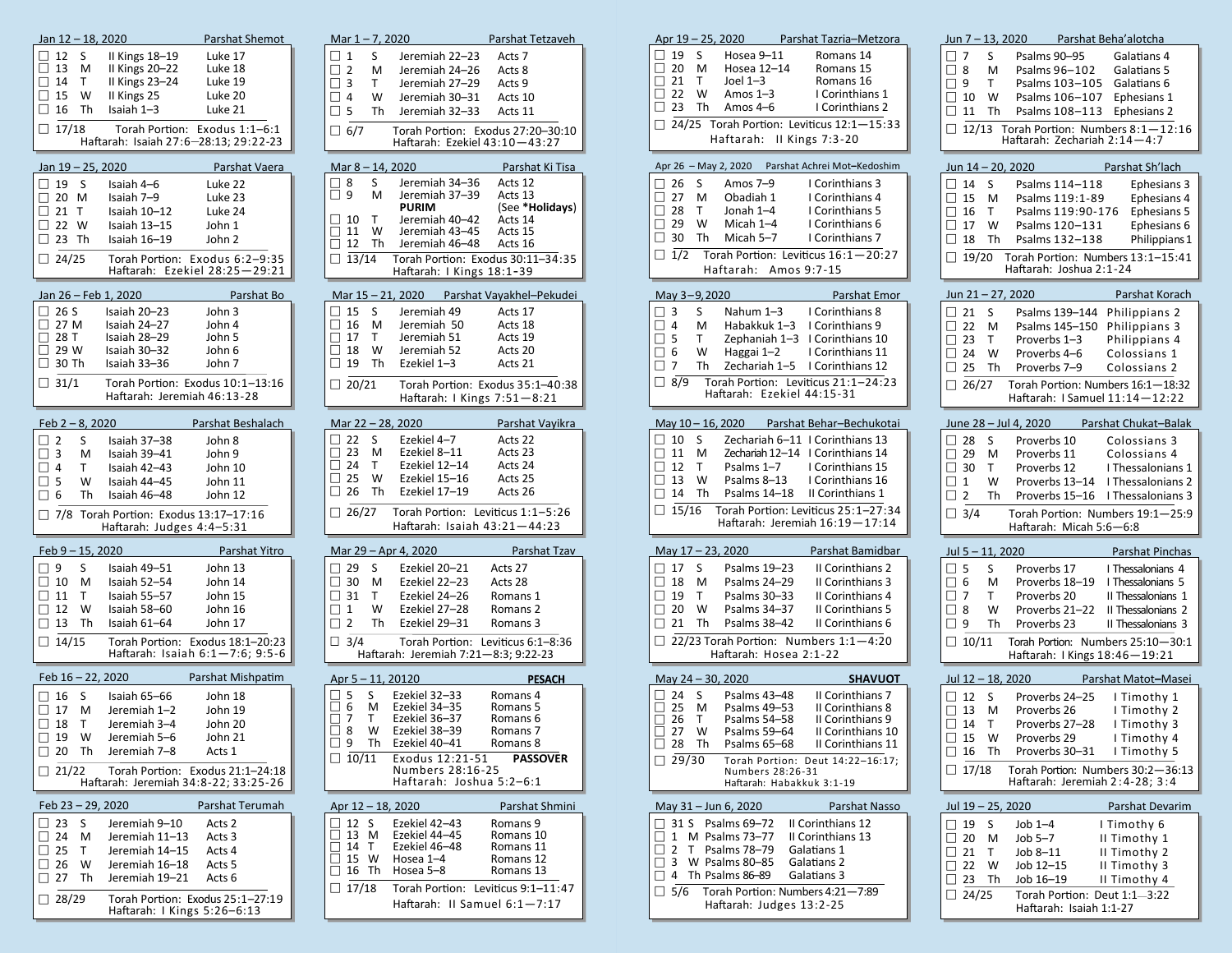## Jan 12 – 18, 2020 — Parshat Shemot

| | | | |
|---|---|---|---|
| ☐ 12 | S | II Kings 18–19 | Luke 17 |
| ☐ 13 | M | II Kings 20–22 | Luke 18 |
| ☐ 14 | T | II Kings 23–24 | Luke 19 |
| ☐ 15 | W | II Kings 25 | Luke 20 |
| ☐ 16 | Th | Isaiah 1–3 | Luke 21 |

☐ 17/18 Torah Portion: Exodus 1:1–6:1
Haftarah: Isaiah 27:6—28:13; 29:22-23

## Jan 19 – 25, 2020 — Parshat Vaera

| | | | |
|---|---|---|---|
| ☐ 19 | S | Isaiah 4–6 | Luke 22 |
| ☐ 20 | M | Isaiah 7–9 | Luke 23 |
| ☐ 21 | T | Isaiah 10–12 | Luke 24 |
| ☐ 22 | W | Isaiah 13–15 | John 1 |
| ☐ 23 | Th | Isaiah 16–19 | John 2 |

☐ 24/25 Torah Portion: Exodus 6:2–9:35
Haftarah: Ezekiel 28:25—29:21

## Jan 26 – Feb 1, 2020 — Parshat Bo

| | | | |
|---|---|---|---|
| ☐ 26 | S | Isaiah 20–23 | John 3 |
| ☐ 27 | M | Isaiah 24–27 | John 4 |
| ☐ 28 | T | Isaiah 28–29 | John 5 |
| ☐ 29 | W | Isaiah 30–32 | John 6 |
| ☐ 30 | Th | Isaiah 33–36 | John 7 |

☐ 31/1 Torah Portion: Exodus 10:1–13:16
Haftarah: Jeremiah 46:13-28

## Feb 2 – 8, 2020 — Parshat Beshalach

| | | | |
|---|---|---|---|
| ☐ 2 | S | Isaiah 37–38 | John 8 |
| ☐ 3 | M | Isaiah 39–41 | John 9 |
| ☐ 4 | T | Isaiah 42–43 | John 10 |
| ☐ 5 | W | Isaiah 44–45 | John 11 |
| ☐ 6 | Th | Isaiah 46–48 | John 12 |

☐ 7/8 Torah Portion: Exodus 13:17–17:16
Haftarah: Judges 4:4–5:31

## Feb 9 – 15, 2020 — Parshat Yitro

| | | | |
|---|---|---|---|
| ☐ 9 | S | Isaiah 49–51 | John 13 |
| ☐ 10 | M | Isaiah 52–54 | John 14 |
| ☐ 11 | T | Isaiah 55–57 | John 15 |
| ☐ 12 | W | Isaiah 58–60 | John 16 |
| ☐ 13 | Th | Isaiah 61–64 | John 17 |

☐ 14/15 Torah Portion: Exodus 18:1–20:23
Haftarah: Isaiah 6:1—7:6; 9:5-6

## Feb 16 – 22, 2020 — Parshat Mishpatim

| | | | |
|---|---|---|---|
| ☐ 16 | S | Isaiah 65–66 | John 18 |
| ☐ 17 | M | Jeremiah 1–2 | John 19 |
| ☐ 18 | T | Jeremiah 3–4 | John 20 |
| ☐ 19 | W | Jeremiah 5–6 | John 21 |
| ☐ 20 | Th | Jeremiah 7–8 | Acts 1 |

☐ 21/22 Torah Portion: Exodus 21:1–24:18
Haftarah: Jeremiah 34:8-22; 33:25-26

## Feb 23 – 29, 2020 — Parshat Terumah

| | | | |
|---|---|---|---|
| ☐ 23 | S | Jeremiah 9–10 | Acts 2 |
| ☐ 24 | M | Jeremiah 11–13 | Acts 3 |
| ☐ 25 | T | Jeremiah 14–15 | Acts 4 |
| ☐ 26 | W | Jeremiah 16–18 | Acts 5 |
| ☐ 27 | Th | Jeremiah 19–21 | Acts 6 |

☐ 28/29 Torah Portion: Exodus 25:1–27:19
Haftarah: I Kings 5:26–6:13

## Mar 1 – 7, 2020 — Parshat Tetzaveh

| | | | |
|---|---|---|---|
| ☐ 1 | S | Jeremiah 22–23 | Acts 7 |
| ☐ 2 | M | Jeremiah 24–26 | Acts 8 |
| ☐ 3 | T | Jeremiah 27–29 | Acts 9 |
| ☐ 4 | W | Jeremiah 30–31 | Acts 10 |
| ☐ 5 | Th | Jeremiah 32–33 | Acts 11 |

☐ 6/7 Torah Portion: Exodus 27:20–30:10
Haftarah: Ezekiel 43:10—43:27

## Mar 8 – 14, 2020 — Parshat Ki Tisa

| | | | |
|---|---|---|---|
| ☐ 8 | S | Jeremiah 34–36 | Acts 12 |
| ☐ 9 | M | Jeremiah 37–39 | Acts 13 |
| | | **PURIM** | (See ***Holidays**) |
| ☐ 10 | T | Jeremiah 40–42 | Acts 14 |
| ☐ 11 | W | Jeremiah 43–45 | Acts 15 |
| ☐ 12 | Th | Jeremiah 46–48 | Acts 16 |

☐ 13/14 Torah Portion: Exodus 30:11–34:35
Haftarah: I Kings 18:1-39

## Mar 15 – 21, 2020 — Parshat Vayakhel–Pekudei

| | | | |
|---|---|---|---|
| ☐ 15 | S | Jeremiah 49 | Acts 17 |
| ☐ 16 | M | Jeremiah 50 | Acts 18 |
| ☐ 17 | T | Jeremiah 51 | Acts 19 |
| ☐ 18 | W | Jeremiah 52 | Acts 20 |
| ☐ 19 | Th | Ezekiel 1–3 | Acts 21 |

☐ 20/21 Torah Portion: Exodus 35:1–40:38
Haftarah: I Kings 7:51—8:21

## Mar 22 – 28, 2020 — Parshat Vayikra

| | | | |
|---|---|---|---|
| ☐ 22 | S | Ezekiel 4–7 | Acts 22 |
| ☐ 23 | M | Ezekiel 8–11 | Acts 23 |
| ☐ 24 | T | Ezekiel 12–14 | Acts 24 |
| ☐ 25 | W | Ezekiel 15–16 | Acts 25 |
| ☐ 26 | Th | Ezekiel 17–19 | Acts 26 |

☐ 26/27 Torah Portion: Leviticus 1:1–5:26
Haftarah: Isaiah 43:21—44:23

## Mar 29 – Apr 4, 2020 — Parshat Tzav

| | | | |
|---|---|---|---|
| ☐ 29 | S | Ezekiel 20–21 | Acts 27 |
| ☐ 30 | M | Ezekiel 22–23 | Acts 28 |
| ☐ 31 | T | Ezekiel 24–26 | Romans 1 |
| ☐ 1 | W | Ezekiel 27–28 | Romans 2 |
| ☐ 2 | Th | Ezekiel 29–31 | Romans 3 |

☐ 3/4 Torah Portion: Leviticus 6:1–8:36
Haftarah: Jeremiah 7:21—8:3; 9:22-23

## Apr 5 – 11, 20120 — PESACH

| | | | |
|---|---|---|---|
| ☐ 5 | S | Ezekiel 32–33 | Romans 4 |
| ☐ 6 | M | Ezekiel 34–35 | Romans 5 |
| ☐ 7 | T | Ezekiel 36–37 | Romans 6 |
| ☐ 8 | W | Ezekiel 38–39 | Romans 7 |
| ☐ 9 | Th | Ezekiel 40–41 | Romans 8 |

☐ 10/11 Exodus 12:21-51 **PASSOVER**
Numbers 28:16-25
Haftarah: Joshua 5:2–6:1

## Apr 12 – 18, 2020 — Parshat Shmini

| | | | |
|---|---|---|---|
| ☐ 12 | S | Ezekiel 42–43 | Romans 9 |
| ☐ 13 | M | Ezekiel 44–45 | Romans 10 |
| ☐ 14 | T | Ezekiel 46–48 | Romans 11 |
| ☐ 15 | W | Hosea 1–4 | Romans 12 |
| ☐ 16 | Th | Hosea 5–8 | Romans 13 |

☐ 17/18 Torah Portion: Leviticus 9:1–11:47
Haftarah: II Samuel 6:1—7:17

## Apr 19 – 25, 2020 — Parshat Tazria–Metzora

| | | | |
|---|---|---|---|
| ☐ 19 | S | Hosea 9–11 | Romans 14 |
| ☐ 20 | M | Hosea 12–14 | Romans 15 |
| ☐ 21 | T | Joel 1–3 | Romans 16 |
| ☐ 22 | W | Amos 1–3 | I Corinthians 1 |
| ☐ 23 | Th | Amos 4–6 | I Corinthians 2 |

☐ 24/25 Torah Portion: Leviticus 12:1—15:33
Haftarah: II Kings 7:3-20

## Apr 26 – May 2, 2020 — Parshat Achrei Mot–Kedoshim

| | | | |
|---|---|---|---|
| ☐ 26 | S | Amos 7–9 | I Corinthians 3 |
| ☐ 27 | M | Obadiah 1 | I Corinthians 4 |
| ☐ 28 | T | Jonah 1–4 | I Corinthians 5 |
| ☐ 29 | W | Micah 1–4 | I Corinthians 6 |
| ☐ 30 | Th | Micah 5–7 | I Corinthians 7 |

☐ 1/2 Torah Portion: Leviticus 16:1—20:27
Haftarah: Amos 9:7-15

## May 3 – 9, 2020 — Parshat Emor

| | | | |
|---|---|---|---|
| ☐ 3 | S | Nahum 1–3 | I Corinthians 8 |
| ☐ 4 | M | Habakkuk 1–3 | I Corinthians 9 |
| ☐ 5 | T | Zephaniah 1–3 | I Corinthians 10 |
| ☐ 6 | W | Haggai 1–2 | I Corinthians 11 |
| ☐ 7 | Th | Zechariah 1–5 | I Corinthians 12 |

☐ 8/9 Torah Portion: Leviticus 21:1–24:23
Haftarah: Ezekiel 44:15-31

## May 10 – 16, 2020 — Parshat Behar–Bechukotai

| | | | |
|---|---|---|---|
| ☐ 10 | S | Zechariah 6–11 | I Corinthians 13 |
| ☐ 11 | M | Zechariah 12–14 | I Corinthians 14 |
| ☐ 12 | T | Psalms 1–7 | I Corinthians 15 |
| ☐ 13 | W | Psalms 8–13 | I Corinthians 16 |
| ☐ 14 | Th | Psalms 14–18 | II Corinthians 1 |

☐ 15/16 Torah Portion: Leviticus 25:1–27:34
Haftarah: Jeremiah 16:19—17:14

## May 17 – 23, 2020 — Parshat Bamidbar

| | | | |
|---|---|---|---|
| ☐ 17 | S | Psalms 19–23 | II Corinthians 2 |
| ☐ 18 | M | Psalms 24–29 | II Corinthians 3 |
| ☐ 19 | T | Psalms 30–33 | II Corinthians 4 |
| ☐ 20 | W | Psalms 34–37 | II Corinthians 5 |
| ☐ 21 | Th | Psalms 38–42 | II Corinthians 6 |

☐ 22/23 Torah Portion: Numbers 1:1—4:20
Haftarah: Hosea 2:1-22

## May 24 – 30, 2020 — SHAVUOT

| | | | |
|---|---|---|---|
| ☐ 24 | S | Psalms 43–48 | II Corinthians 7 |
| ☐ 25 | M | Psalms 49–53 | II Corinthians 8 |
| ☐ 26 | T | Psalms 54–58 | II Corinthians 9 |
| ☐ 27 | W | Psalms 59–64 | II Corinthians 10 |
| ☐ 28 | Th | Psalms 65–68 | II Corinthians 11 |

☐ 29/30 Torah Portion: Deut 14:22–16:17; Numbers 28:26-31
Haftarah: Habakkuk 3:1-19

## May 31 – Jun 6, 2020 — Parshat Nasso

| | | | |
|---|---|---|---|
| ☐ 31 | S | Psalms 69–72 | II Corinthians 12 |
| ☐ 1 | M | Psalms 73–77 | II Corinthians 13 |
| ☐ 2 | T | Psalms 78–79 | Galatians 1 |
| ☐ 3 | W | Psalms 80–85 | Galatians 2 |
| ☐ 4 | Th | Psalms 86–89 | Galatians 3 |

☐ 5/6 Torah Portion: Numbers 4:21—7:89
Haftarah: Judges 13:2-25

## Jun 7 – 13, 2020 — Parshat Beha'alotcha

| | | | |
|---|---|---|---|
| ☐ 7 | S | Psalms 90–95 | Galatians 4 |
| ☐ 8 | M | Psalms 96–102 | Galatians 5 |
| ☐ 9 | T | Psalms 103–105 | Galatians 6 |
| ☐ 10 | W | Psalms 106–107 | Ephesians 1 |
| ☐ 11 | Th | Psalms 108–113 | Ephesians 2 |

☐ 12/13 Torah Portion: Numbers 8:1—12:16
Haftarah: Zechariah 2:14—4:7

## Jun 14 – 20, 2020 — Parshat Sh'lach

| | | | |
|---|---|---|---|
| ☐ 14 | S | Psalms 114–118 | Ephesians 3 |
| ☐ 15 | M | Psalms 119:1-89 | Ephesians 4 |
| ☐ 16 | T | Psalms 119:90-176 | Ephesians 5 |
| ☐ 17 | W | Psalms 120–131 | Ephesians 6 |
| ☐ 18 | Th | Psalms 132–138 | Philippians 1 |

☐ 19/20 Torah Portion: Numbers 13:1–15:41
Haftarah: Joshua 2:1-24

## Jun 21 – 27, 2020 — Parshat Korach

| | | | |
|---|---|---|---|
| ☐ 21 | S | Psalms 139–144 | Philippians 2 |
| ☐ 22 | M | Psalms 145–150 | Philippians 3 |
| ☐ 23 | T | Proverbs 1–3 | Philippians 4 |
| ☐ 24 | W | Proverbs 4–6 | Colossians 1 |
| ☐ 25 | Th | Proverbs 7–9 | Colossians 2 |

☐ 26/27 Torah Portion: Numbers 16:1—18:32
Haftarah: I Samuel 11:14—12:22

## June 28 – Jul 4, 2020 — Parshat Chukat–Balak

| | | | |
|---|---|---|---|
| ☐ 28 | S | Proverbs 10 | Colossians 3 |
| ☐ 29 | M | Proverbs 11 | Colossians 4 |
| ☐ 30 | T | Proverbs 12 | I Thessalonians 1 |
| ☐ 1 | W | Proverbs 13–14 | I Thessalonians 2 |
| ☐ 2 | Th | Proverbs 15–16 | I Thessalonians 3 |

☐ 3/4 Torah Portion: Numbers 19:1—25:9
Haftarah: Micah 5:6—6:8

## Jul 5 – 11, 2020 — Parshat Pinchas

| | | | |
|---|---|---|---|
| ☐ 5 | S | Proverbs 17 | I Thessalonians 4 |
| ☐ 6 | M | Proverbs 18–19 | I Thessalonians 5 |
| ☐ 7 | T | Proverbs 20 | II Thessalonians 1 |
| ☐ 8 | W | Proverbs 21–22 | II Thessalonians 2 |
| ☐ 9 | Th | Proverbs 23 | II Thessalonians 3 |

☐ 10/11 Torah Portion: Numbers 25:10—30:1
Haftarah: I Kings 18:46—19:21

## Jul 12 – 18, 2020 — Parshat Matot–Masei

| | | | |
|---|---|---|---|
| ☐ 12 | S | Proverbs 24–25 | I Timothy 1 |
| ☐ 13 | M | Proverbs 26 | I Timothy 2 |
| ☐ 14 | T | Proverbs 27–28 | I Timothy 3 |
| ☐ 15 | W | Proverbs 29 | I Timothy 4 |
| ☐ 16 | Th | Proverbs 30–31 | I Timothy 5 |

☐ 17/18 Torah Portion: Numbers 30:2—36:13
Haftarah: Jeremiah 2:4-28; 3:4

## Jul 19 – 25, 2020 — Parshat Devarim

| | | | |
|---|---|---|---|
| ☐ 19 | S | Job 1–4 | I Timothy 6 |
| ☐ 20 | M | Job 5–7 | II Timothy 1 |
| ☐ 21 | T | Job 8–11 | II Timothy 2 |
| ☐ 22 | W | Job 12–15 | II Timothy 3 |
| ☐ 23 | Th | Job 16–19 | II Timothy 4 |

☐ 24/25 Torah Portion: Deut 1:1—3:22
Haftarah: Isaiah 1:1-27